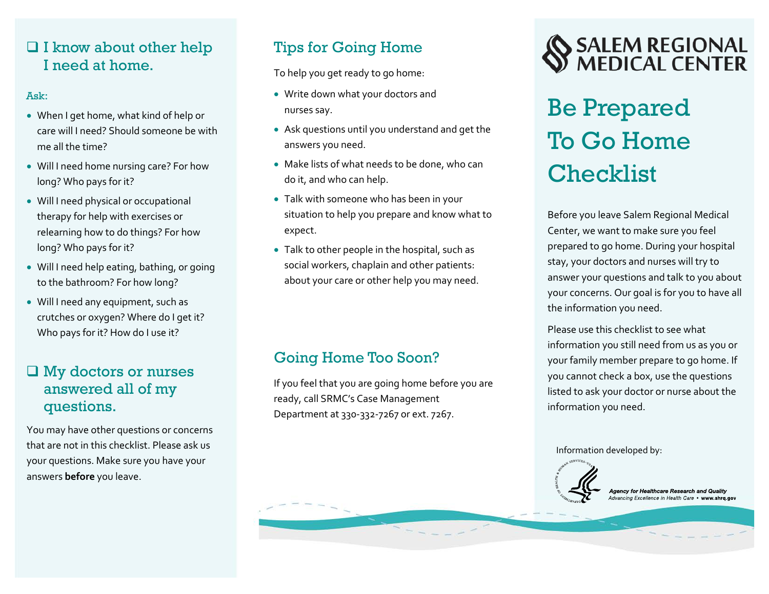❑ I know about other help I need at home.

Ask:

- When I get home, what kind of help or care will I need? Should someone be with me all the time?
- Will I need home nursing care? For how long? Who pays for it?
- Will I need physical or occupational therapy for help with exercises or relearning how to do things? For how long? Who pays for it?
- Will I need help eating, bathing, or going to the bathroom? For how long?
- Will I need any equipment, such as crutches or oxygen? Where do I get it? Who pays for it? How do I use it?

❑ My doctors or nurses answered all of my questions.

You may have other questions or concerns that are not in this checklist. Please ask us your questions. Make sure you have your answers **before** you leave.

## Tips for Going Home

To help you get ready to go home:

- Write down what your doctors and nurses say.
- Ask questions until you understand and get the answers you need.
- Make lists of what needs to be done, who can do it, and who can help.
- Talk with someone who has been in your situation to help you prepare and know what to expect.
- Talk to other people in the hospital, such as social workers, chaplain and other patients: about your care or other help you may need.

## Going Home Too Soon?

If you feel that you are going home before you are ready, call SRMC's Case Management Department at 330-332-7267 or ext. 7267.

SALEM REGIONAL MEDICAL CENTER

# Be Prepared To Go Home Checklist

Before you leave Salem Regional Medical Center, we want to make sure you feel prepared to go home. During your hospital stay, your doctors and nurses will try to answer your questions and talk to you about your concerns. Our goal is for you to have all the information you need.

Please use this checklist to see what information you still need from us as you or your family member prepare to go home. If you cannot check a box, use the questions listed to ask your doctor or nurse about the information you need.

Information developed by:

*Agency for Healthcare Research and Quality*
*Advancing Excellence in Health Care* • www.ahrq.gov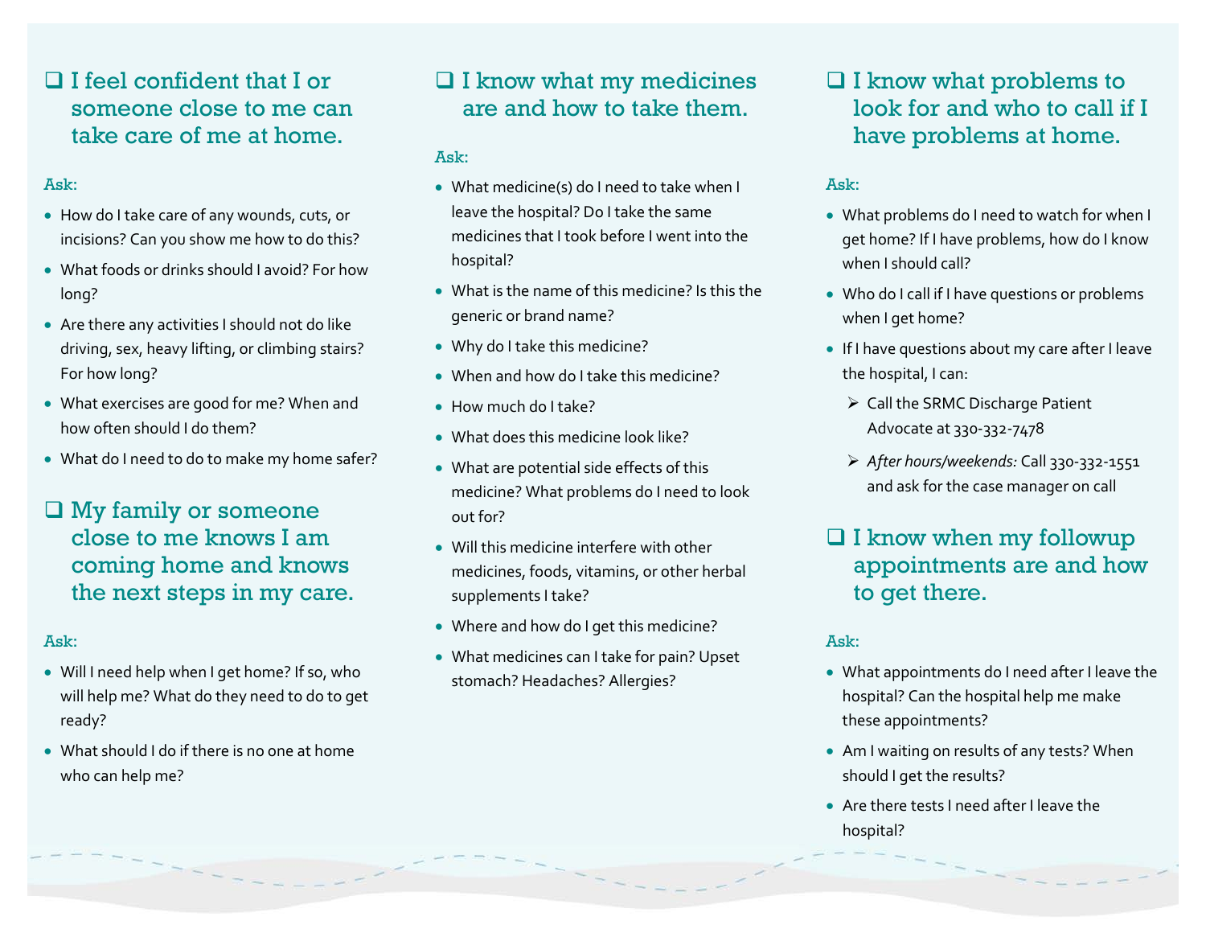## ❑ I feel confident that I or someone close to me can take care of me at home.

Ask:

- How do I take care of any wounds, cuts, or incisions? Can you show me how to do this?
- What foods or drinks should I avoid? For how long?
- Are there any activities I should not do like driving, sex, heavy lifting, or climbing stairs? For how long?
- What exercises are good for me? When and how often should I do them?
- What do I need to do to make my home safer?

## ❑ My family or someone close to me knows I am coming home and knows the next steps in my care.

Ask:

- Will I need help when I get home? If so, who will help me? What do they need to do to get ready?
- What should I do if there is no one at home who can help me?

## ❑ I know what my medicines are and how to take them.

Ask:

- What medicine(s) do I need to take when I leave the hospital? Do I take the same medicines that I took before I went into the hospital?
- What is the name of this medicine? Is this the generic or brand name?
- Why do I take this medicine?
- When and how do I take this medicine?
- How much do I take?
- What does this medicine look like?
- What are potential side effects of this medicine? What problems do I need to look out for?
- Will this medicine interfere with other medicines, foods, vitamins, or other herbal supplements I take?
- Where and how do I get this medicine?
- What medicines can I take for pain? Upset stomach? Headaches? Allergies?

## ❑ I know what problems to look for and who to call if I have problems at home.

Ask:

- What problems do I need to watch for when I get home? If I have problems, how do I know when I should call?
- Who do I call if I have questions or problems when I get home?
- If I have questions about my care after I leave the hospital, I can:
  - ➢ Call the SRMC Discharge Patient Advocate at 330-332-7478
  - ➢ *After hours/weekends:* Call 330-332-1551 and ask for the case manager on call

## ❑ I know when my followup appointments are and how to get there.

Ask:

- What appointments do I need after I leave the hospital? Can the hospital help me make these appointments?
- Am I waiting on results of any tests? When should I get the results?
- Are there tests I need after I leave the hospital?